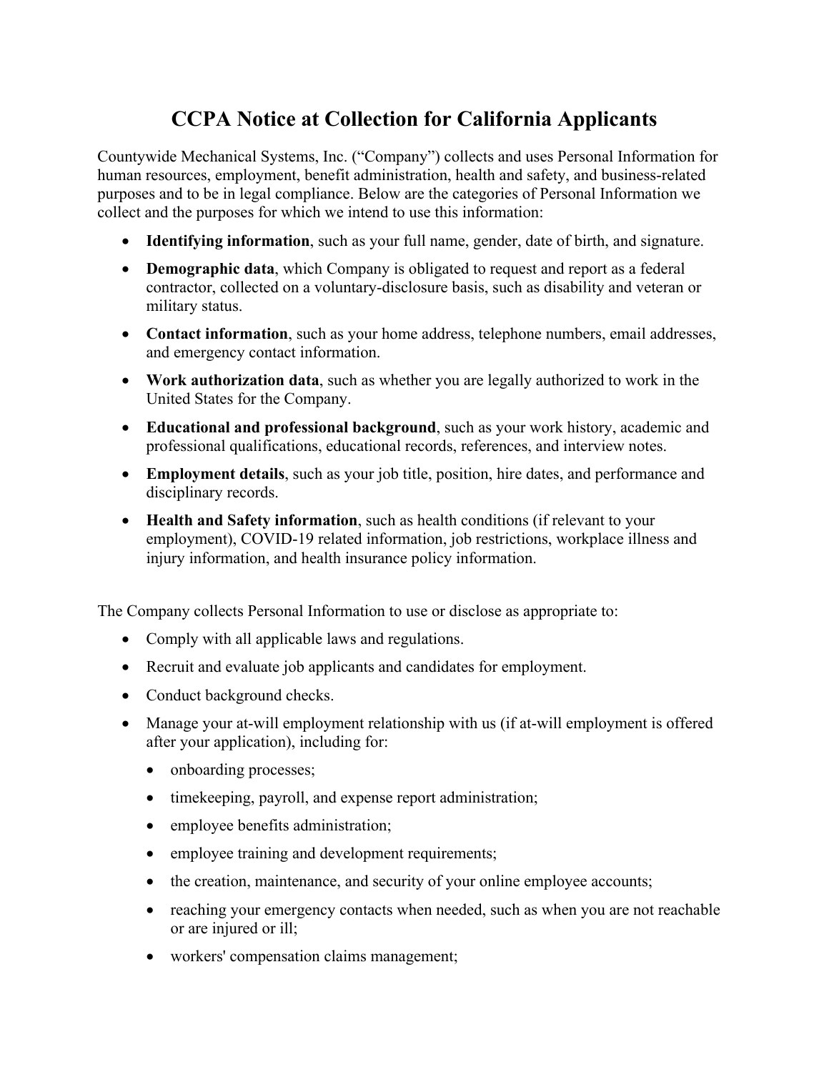# CCPA Notice at Collection for California Applicants

Countywide Mechanical Systems, Inc. ("Company") collects and uses Personal Information for human resources, employment, benefit administration, health and safety, and business-related purposes and to be in legal compliance. Below are the categories of Personal Information we collect and the purposes for which we intend to use this information:

- **Identifying information**, such as your full name, gender, date of birth, and signature.
- **Demographic data**, which Company is obligated to request and report as a federal contractor, collected on a voluntary-disclosure basis, such as disability and veteran or military status.
- **Contact information**, such as your home address, telephone numbers, email addresses, and emergency contact information.
- **Work authorization data**, such as whether you are legally authorized to work in the United States for the Company.
- **Educational and professional background**, such as your work history, academic and professional qualifications, educational records, references, and interview notes.
- **Employment details**, such as your job title, position, hire dates, and performance and disciplinary records.
- **Health and Safety information**, such as health conditions (if relevant to your employment), COVID-19 related information, job restrictions, workplace illness and injury information, and health insurance policy information.

The Company collects Personal Information to use or disclose as appropriate to:

- Comply with all applicable laws and regulations.
- Recruit and evaluate job applicants and candidates for employment.
- Conduct background checks.
- Manage your at-will employment relationship with us (if at-will employment is offered after your application), including for:
  - onboarding processes;
  - timekeeping, payroll, and expense report administration;
  - employee benefits administration;
  - employee training and development requirements;
  - the creation, maintenance, and security of your online employee accounts;
  - reaching your emergency contacts when needed, such as when you are not reachable or are injured or ill;
  - workers' compensation claims management;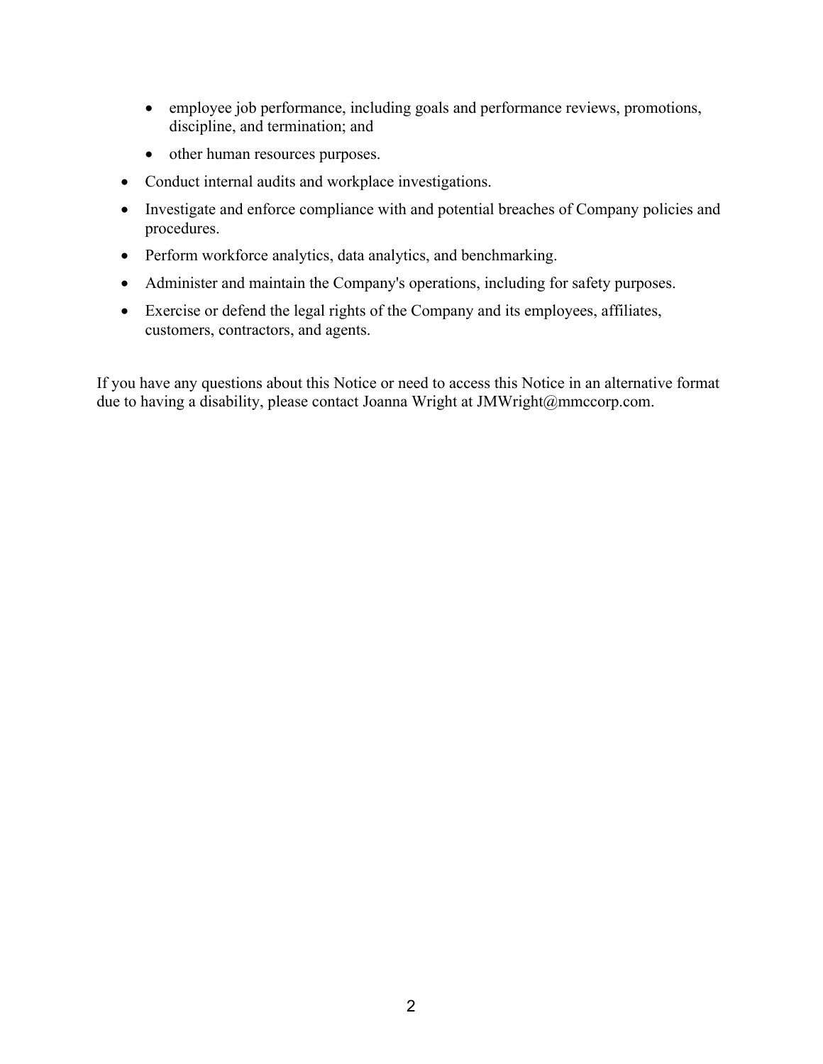- employee job performance, including goals and performance reviews, promotions, discipline, and termination; and
    - other human resources purposes.
- Conduct internal audits and workplace investigations.
- Investigate and enforce compliance with and potential breaches of Company policies and procedures.
- Perform workforce analytics, data analytics, and benchmarking.
- Administer and maintain the Company's operations, including for safety purposes.
- Exercise or defend the legal rights of the Company and its employees, affiliates, customers, contractors, and agents.

If you have any questions about this Notice or need to access this Notice in an alternative format due to having a disability, please contact Joanna Wright at JMWright@mmccorp.com.